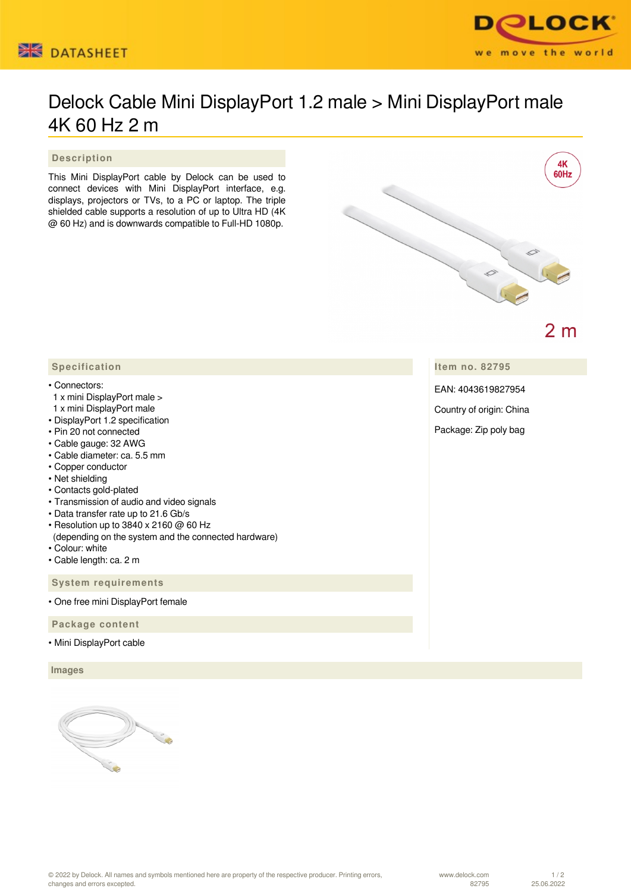DATASHEET

# Delock Cable Mini DisplayPort 1.2 male > Mini DisplayPort male 4K 60 Hz 2 m

## Description

This Mini DisplayPort cable by Delock can be used to connect devices with Mini DisplayPort interface, e.g. displays, projectors or TVs, to a PC or laptop. The triple shielded cable supports a resolution of up to Ultra HD (4K @ 60 Hz) and is downwards compatible to Full-HD 1080p.

4K 60Hz

2 m

## Specification

- Connectors:
  1 x mini DisplayPort male >
  1 x mini DisplayPort male
- DisplayPort 1.2 specification
- Pin 20 not connected
- Cable gauge: 32 AWG
- Cable diameter: ca. 5.5 mm
- Copper conductor
- Net shielding
- Contacts gold-plated
- Transmission of audio and video signals
- Data transfer rate up to 21.6 Gb/s
- Resolution up to 3840 x 2160 @ 60 Hz
  (depending on the system and the connected hardware)
- Colour: white
- Cable length: ca. 2 m

## System requirements

- One free mini DisplayPort female

## Package content

- Mini DisplayPort cable

## Item no. 82795

EAN: 4043619827954

Country of origin: China

Package: Zip poly bag

## Images

© 2022 by Delock. All names and symbols mentioned here are property of the respective producer. Printing errors, changes and errors excepted.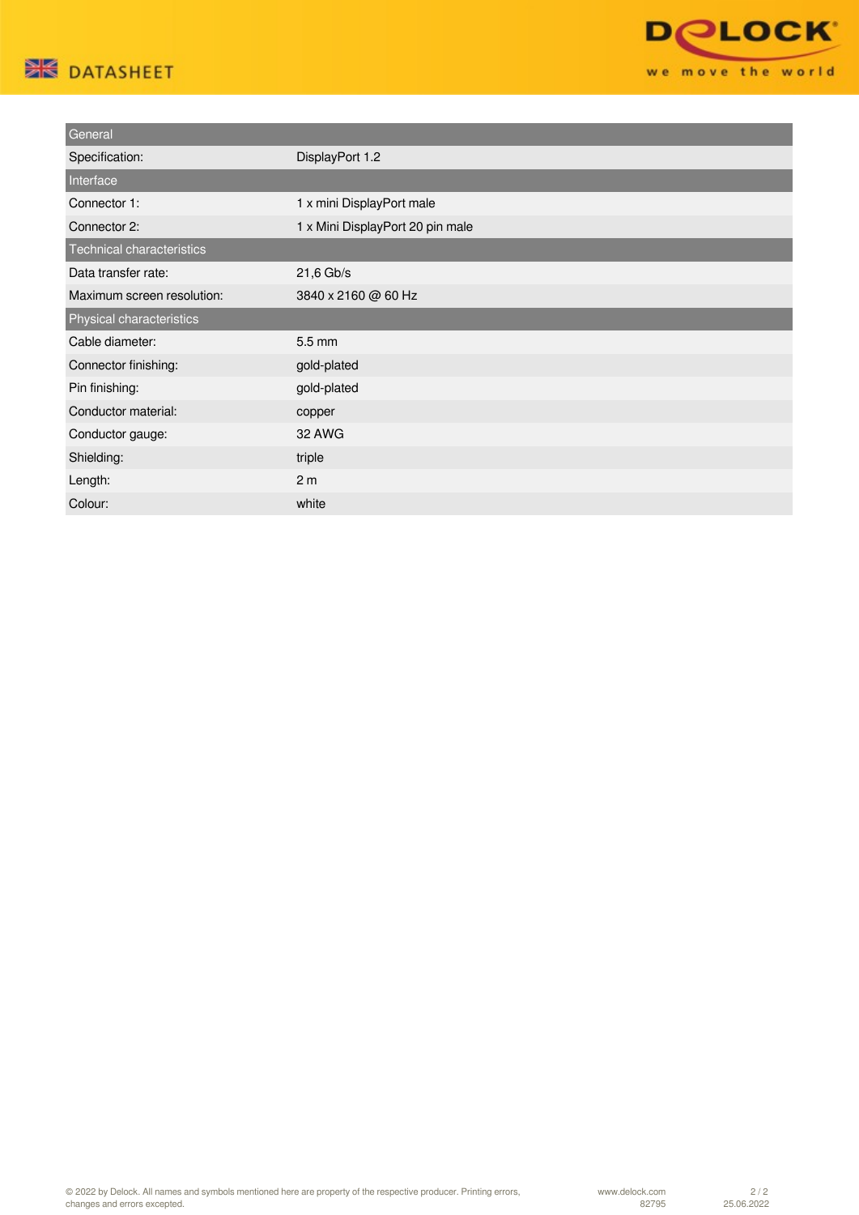| | |
|---|---|
| **General** | |
| Specification: | DisplayPort 1.2 |
| **Interface** | |
| Connector 1: | 1 x mini DisplayPort male |
| Connector 2: | 1 x Mini DisplayPort 20 pin male |
| **Technical characteristics** | |
| Data transfer rate: | 21,6 Gb/s |
| Maximum screen resolution: | 3840 x 2160 @ 60 Hz |
| **Physical characteristics** | |
| Cable diameter: | 5.5 mm |
| Connector finishing: | gold-plated |
| Pin finishing: | gold-plated |
| Conductor material: | copper |
| Conductor gauge: | 32 AWG |
| Shielding: | triple |
| Length: | 2 m |
| Colour: | white |